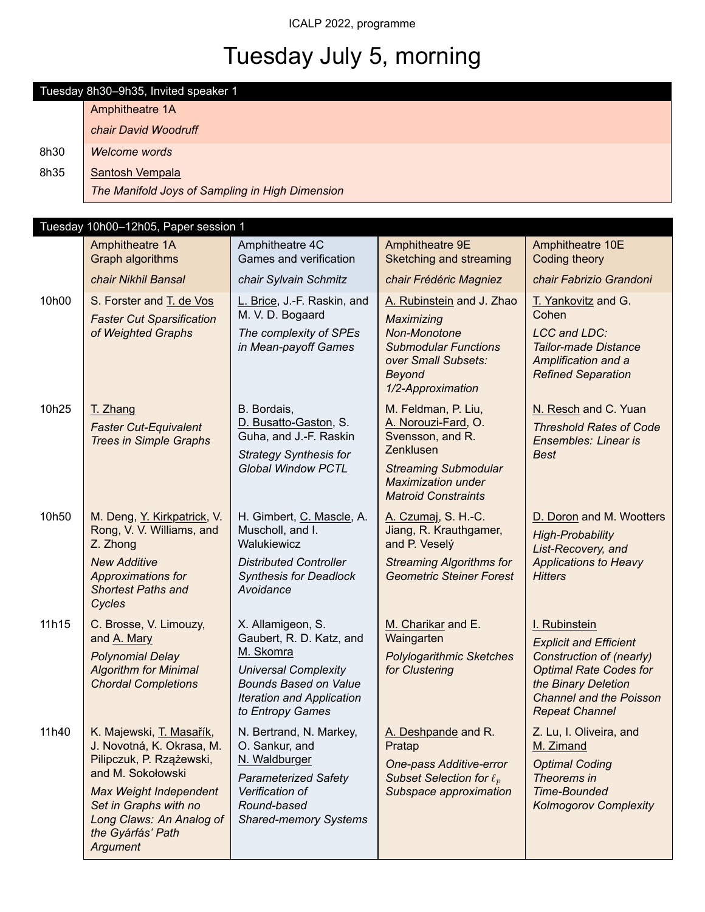ICALP 2022, programme

# Tuesday July 5, morning

## Tuesday 8h30–9h35, Invited speaker 1

Amphitheatre 1A

*chair David Woodruff*

| | |
|---|---|
| 8h30 | *Welcome words* |
| 8h35 | Santosh Vempala<br>*The Manifold Joys of Sampling in High Dimension* |

## Tuesday 10h00–12h05, Paper session 1

| | Amphitheatre 1A<br>Graph algorithms<br>*chair Nikhil Bansal* | Amphitheatre 4C<br>Games and verification<br>*chair Sylvain Schmitz* | Amphitheatre 9E<br>Sketching and streaming<br>*chair Frédéric Magniez* | Amphitheatre 10E<br>Coding theory<br>*chair Fabrizio Grandoni* |
|---|---|---|---|---|
| 10h00 | S. Forster and T. de Vos<br>*Faster Cut Sparsification of Weighted Graphs* | L. Brice, J.-F. Raskin, and M. V. D. Bogaard<br>*The complexity of SPEs in Mean-payoff Games* | A. Rubinstein and J. Zhao<br>*Maximizing Non-Monotone Submodular Functions over Small Subsets: Beyond 1/2-Approximation* | T. Yankovitz and G. Cohen<br>*LCC and LDC: Tailor-made Distance Amplification and a Refined Separation* |
| 10h25 | T. Zhang<br>*Faster Cut-Equivalent Trees in Simple Graphs* | B. Bordais, D. Busatto-Gaston, S. Guha, and J.-F. Raskin<br>*Strategy Synthesis for Global Window PCTL* | M. Feldman, P. Liu, A. Norouzi-Fard, O. Svensson, and R. Zenklusen<br>*Streaming Submodular Maximization under Matroid Constraints* | N. Resch and C. Yuan<br>*Threshold Rates of Code Ensembles: Linear is Best* |
| 10h50 | M. Deng, Y. Kirkpatrick, V. Rong, V. V. Williams, and Z. Zhong<br>*New Additive Approximations for Shortest Paths and Cycles* | H. Gimbert, C. Mascle, A. Muscholl, and I. Walukiewicz<br>*Distributed Controller Synthesis for Deadlock Avoidance* | A. Czumaj, S. H.-C. Jiang, R. Krauthgamer, and P. Veselý<br>*Streaming Algorithms for Geometric Steiner Forest* | D. Doron and M. Wootters<br>*High-Probability List-Recovery, and Applications to Heavy Hitters* |
| 11h15 | C. Brosse, V. Limouzy, and A. Mary<br>*Polynomial Delay Algorithm for Minimal Chordal Completions* | X. Allamigeon, S. Gaubert, R. D. Katz, and M. Skomra<br>*Universal Complexity Bounds Based on Value Iteration and Application to Entropy Games* | M. Charikar and E. Waingarten<br>*Polylogarithmic Sketches for Clustering* | I. Rubinstein<br>*Explicit and Efficient Construction of (nearly) Optimal Rate Codes for the Binary Deletion Channel and the Poisson Repeat Channel* |
| 11h40 | K. Majewski, T. Masařík, J. Novotná, K. Okrasa, M. Pilipczuk, P. Rzążewski, and M. Sokołowski<br>*Max Weight Independent Set in Graphs with no Long Claws: An Analog of the Gyárfás' Path Argument* | N. Bertrand, N. Markey, O. Sankur, and N. Waldburger<br>*Parameterized Safety Verification of Round-based Shared-memory Systems* | A. Deshpande and R. Pratap<br>*One-pass Additive-error Subset Selection for $\ell_p$ Subspace approximation* | Z. Lu, I. Oliveira, and M. Zimand<br>*Optimal Coding Theorems in Time-Bounded Kolmogorov Complexity* |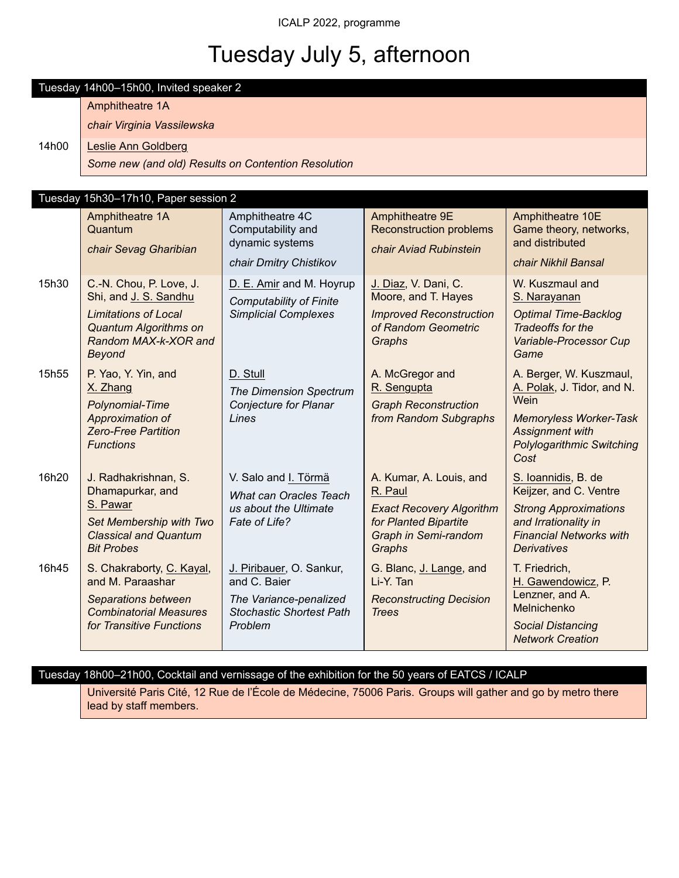# Tuesday July 5, afternoon

## Tuesday 14h00–15h00, Invited speaker 2

Amphitheatre 1A

*chair Virginia Vassilewska*

| 14h00 | Leslie Ann Goldberg<br>*Some new (and old) Results on Contention Resolution* |
|---|---|

## Tuesday 15h30–17h10, Paper session 2

| | Amphitheatre 1A<br>Quantum<br>*chair Sevag Gharibian* | Amphitheatre 4C<br>Computability and dynamic systems<br>*chair Dmitry Chistikov* | Amphitheatre 9E<br>Reconstruction problems<br>*chair Aviad Rubinstein* | Amphitheatre 10E<br>Game theory, networks, and distributed<br>*chair Nikhil Bansal* |
|---|---|---|---|---|
| 15h30 | C.-N. Chou, P. Love, J. Shi, and J. S. Sandhu<br>*Limitations of Local Quantum Algorithms on Random MAX-k-XOR and Beyond* | D. E. Amir and M. Hoyrup<br>*Computability of Finite Simplicial Complexes* | J. Diaz, V. Dani, C. Moore, and T. Hayes<br>*Improved Reconstruction of Random Geometric Graphs* | W. Kuszmaul and S. Narayanan<br>*Optimal Time-Backlog Tradeoffs for the Variable-Processor Cup Game* |
| 15h55 | P. Yao, Y. Yin, and X. Zhang<br>*Polynomial-Time Approximation of Zero-Free Partition Functions* | D. Stull<br>*The Dimension Spectrum Conjecture for Planar Lines* | A. McGregor and R. Sengupta<br>*Graph Reconstruction from Random Subgraphs* | A. Berger, W. Kuszmaul, A. Polak, J. Tidor, and N. Wein<br>*Memoryless Worker-Task Assignment with Polylogarithmic Switching Cost* |
| 16h20 | J. Radhakrishnan, S. Dhamapurkar, and S. Pawar<br>*Set Membership with Two Classical and Quantum Bit Probes* | V. Salo and I. Törmä<br>*What can Oracles Teach us about the Ultimate Fate of Life?* | A. Kumar, A. Louis, and R. Paul<br>*Exact Recovery Algorithm for Planted Bipartite Graph in Semi-random Graphs* | S. Ioannidis, B. de Keijzer, and C. Ventre<br>*Strong Approximations and Irrationality in Financial Networks with Derivatives* |
| 16h45 | S. Chakraborty, C. Kayal, and M. Paraashar<br>*Separations between Combinatorial Measures for Transitive Functions* | J. Piribauer, O. Sankur, and C. Baier<br>*The Variance-penalized Stochastic Shortest Path Problem* | G. Blanc, J. Lange, and Li-Y. Tan<br>*Reconstructing Decision Trees* | T. Friedrich, H. Gawendowicz, P. Lenzner, and A. Melnichenko<br>*Social Distancing Network Creation* |

## Tuesday 18h00–21h00, Cocktail and vernissage of the exhibition for the 50 years of EATCS / ICALP

Université Paris Cité, 12 Rue de l'École de Médecine, 75006 Paris. Groups will gather and go by metro there lead by staff members.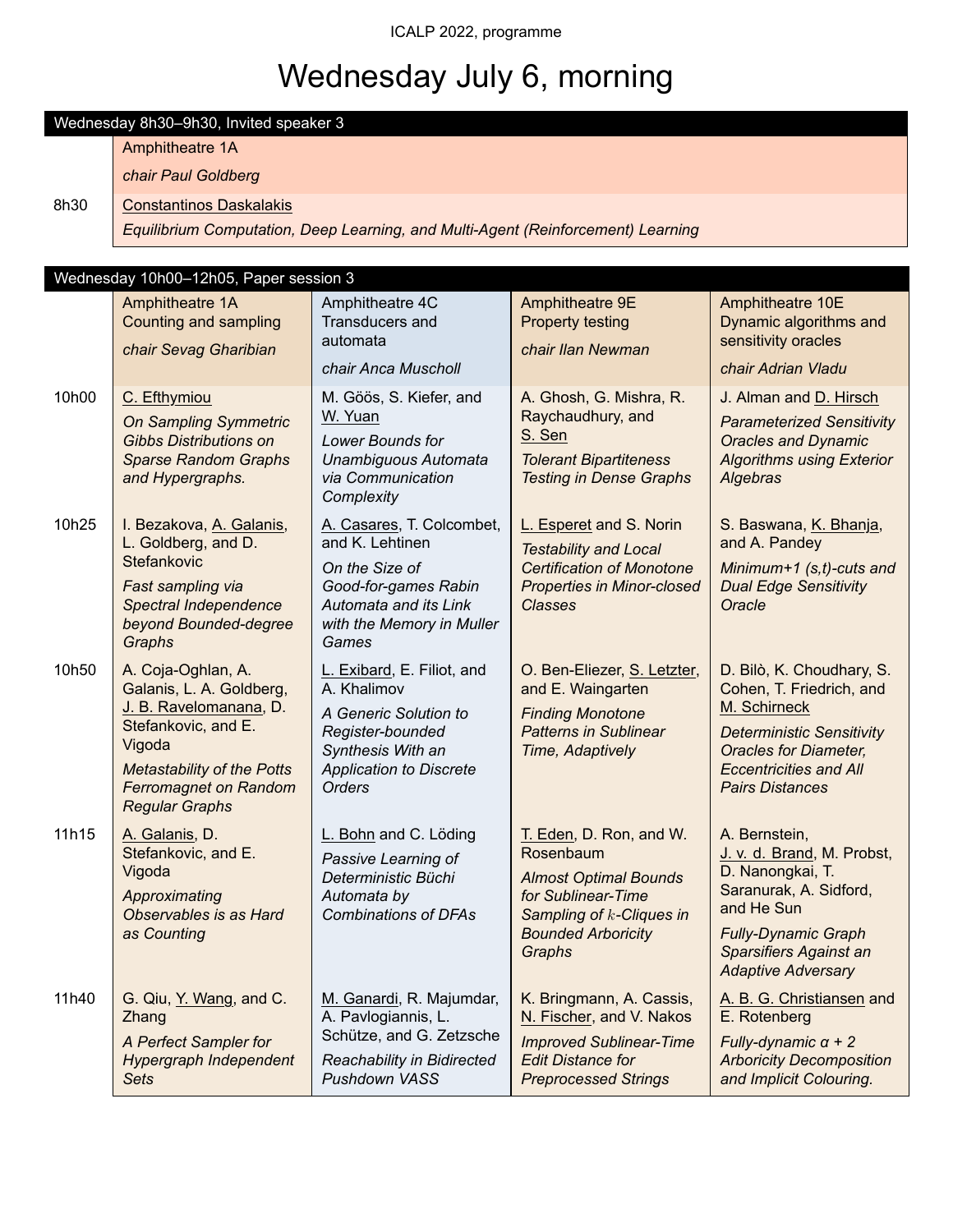ICALP 2022, programme

# Wednesday July 6, morning

## Wednesday 8h30–9h30, Invited speaker 3

Amphitheatre 1A

*chair Paul Goldberg*

| | |
|---|---|
| 8h30 | Constantinos Daskalakis<br>*Equilibrium Computation, Deep Learning, and Multi-Agent (Reinforcement) Learning* |

## Wednesday 10h00–12h05, Paper session 3

| | Amphitheatre 1A<br>Counting and sampling<br>*chair Sevag Gharibian* | Amphitheatre 4C<br>Transducers and automata<br>*chair Anca Muscholl* | Amphitheatre 9E<br>Property testing<br>*chair Ilan Newman* | Amphitheatre 10E<br>Dynamic algorithms and sensitivity oracles<br>*chair Adrian Vladu* |
|---|---|---|---|---|
| 10h00 | C. Efthymiou<br>*On Sampling Symmetric Gibbs Distributions on Sparse Random Graphs and Hypergraphs.* | M. Göös, S. Kiefer, and W. Yuan<br>*Lower Bounds for Unambiguous Automata via Communication Complexity* | A. Ghosh, G. Mishra, R. Raychaudhury, and S. Sen<br>*Tolerant Bipartiteness Testing in Dense Graphs* | J. Alman and D. Hirsch<br>*Parameterized Sensitivity Oracles and Dynamic Algorithms using Exterior Algebras* |
| 10h25 | I. Bezakova, A. Galanis, L. Goldberg, and D. Stefankovic<br>*Fast sampling via Spectral Independence beyond Bounded-degree Graphs* | A. Casares, T. Colcombet, and K. Lehtinen<br>*On the Size of Good-for-games Rabin Automata and its Link with the Memory in Muller Games* | L. Esperet and S. Norin<br>*Testability and Local Certification of Monotone Properties in Minor-closed Classes* | S. Baswana, K. Bhanja, and A. Pandey<br>*Minimum+1 (s,t)-cuts and Dual Edge Sensitivity Oracle* |
| 10h50 | A. Coja-Oghlan, A. Galanis, L. A. Goldberg, J. B. Ravelomanana, D. Stefankovic, and E. Vigoda<br>*Metastability of the Potts Ferromagnet on Random Regular Graphs* | L. Exibard, E. Filiot, and A. Khalimov<br>*A Generic Solution to Register-bounded Synthesis With an Application to Discrete Orders* | O. Ben-Eliezer, S. Letzter, and E. Waingarten<br>*Finding Monotone Patterns in Sublinear Time, Adaptively* | D. Bilò, K. Choudhary, S. Cohen, T. Friedrich, and M. Schirneck<br>*Deterministic Sensitivity Oracles for Diameter, Eccentricities and All Pairs Distances* |
| 11h15 | A. Galanis, D. Stefankovic, and E. Vigoda<br>*Approximating Observables is as Hard as Counting* | L. Bohn and C. Löding<br>*Passive Learning of Deterministic Büchi Automata by Combinations of DFAs* | T. Eden, D. Ron, and W. Rosenbaum<br>*Almost Optimal Bounds for Sublinear-Time Sampling of $k$-Cliques in Bounded Arboricity Graphs* | A. Bernstein, J. v. d. Brand, M. Probst, D. Nanongkai, T. Saranurak, A. Sidford, and He Sun<br>*Fully-Dynamic Graph Sparsifiers Against an Adaptive Adversary* |
| 11h40 | G. Qiu, Y. Wang, and C. Zhang<br>*A Perfect Sampler for Hypergraph Independent Sets* | M. Ganardi, R. Majumdar, A. Pavlogiannis, L. Schütze, and G. Zetzsche<br>*Reachability in Bidirected Pushdown VASS* | K. Bringmann, A. Cassis, N. Fischer, and V. Nakos<br>*Improved Sublinear-Time Edit Distance for Preprocessed Strings* | A. B. G. Christiansen and E. Rotenberg<br>*Fully-dynamic $\alpha + 2$ Arboricity Decomposition and Implicit Colouring.* |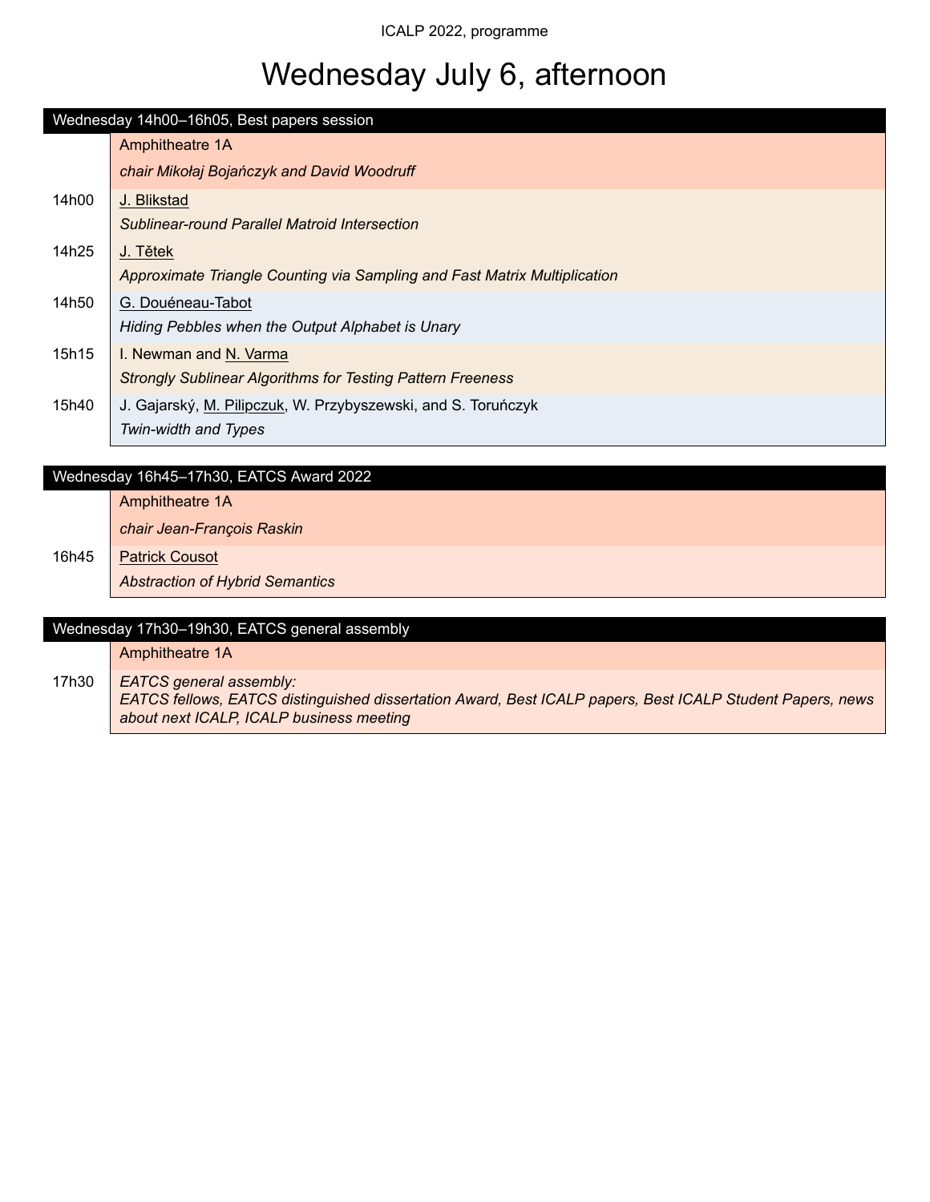# Wednesday July 6, afternoon

## Wednesday 14h00–16h05, Best papers session

| | Amphitheatre 1A |
|---|---|
| | *chair Mikołaj Bojańczyk and David Woodruff* |
| 14h00 | J. Blikstad<br>*Sublinear-round Parallel Matroid Intersection* |
| 14h25 | J. Tětek<br>*Approximate Triangle Counting via Sampling and Fast Matrix Multiplication* |
| 14h50 | G. Douéneau-Tabot<br>*Hiding Pebbles when the Output Alphabet is Unary* |
| 15h15 | I. Newman and N. Varma<br>*Strongly Sublinear Algorithms for Testing Pattern Freeness* |
| 15h40 | J. Gajarský, M. Pilipczuk, W. Przybyszewski, and S. Toruńczyk<br>*Twin-width and Types* |

## Wednesday 16h45–17h30, EATCS Award 2022

| | Amphitheatre 1A |
|---|---|
| | *chair Jean-François Raskin* |
| 16h45 | Patrick Cousot<br>*Abstraction of Hybrid Semantics* |

## Wednesday 17h30–19h30, EATCS general assembly

| | Amphitheatre 1A |
|---|---|
| 17h30 | *EATCS general assembly:*<br>*EATCS fellows, EATCS distinguished dissertation Award, Best ICALP papers, Best ICALP Student Papers, news about next ICALP, ICALP business meeting* |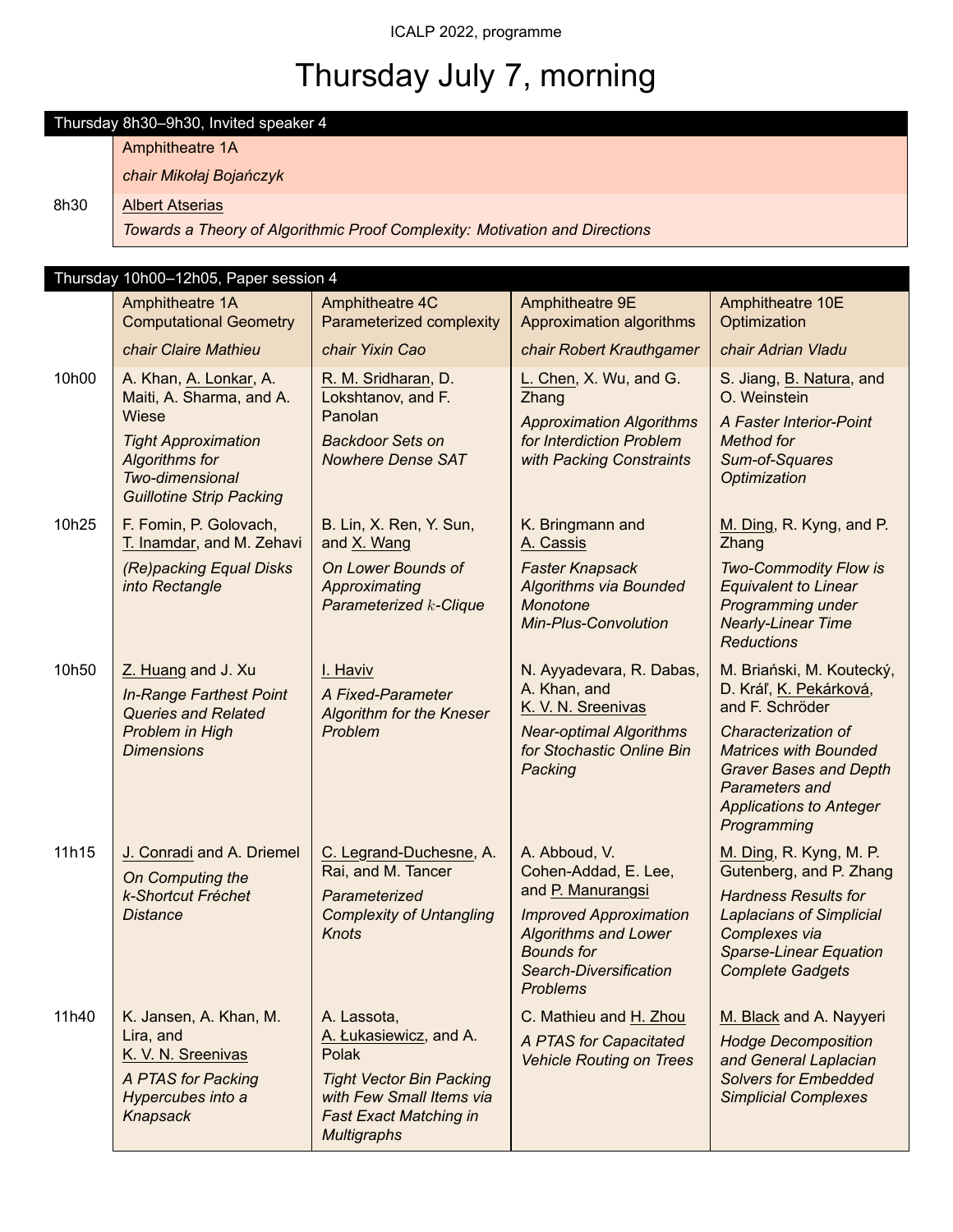# Thursday July 7, morning

| Thursday 8h30–9h30, Invited speaker 4 | |
|---|---|
| | Amphitheatre 1A |
| | *chair Mikołaj Bojańczyk* |
| 8h30 | Albert Atserias<br>*Towards a Theory of Algorithmic Proof Complexity: Motivation and Directions* |

| Thursday 10h00–12h05, Paper session 4 | | | | |
|---|---|---|---|---|
| | Amphitheatre 1A<br>Computational Geometry<br>*chair Claire Mathieu* | Amphitheatre 4C<br>Parameterized complexity<br>*chair Yixin Cao* | Amphitheatre 9E<br>Approximation algorithms<br>*chair Robert Krauthgamer* | Amphitheatre 10E<br>Optimization<br>*chair Adrian Vladu* |
| 10h00 | A. Khan, A. Lonkar, A. Maiti, A. Sharma, and A. Wiese<br>*Tight Approximation Algorithms for Two-dimensional Guillotine Strip Packing* | R. M. Sridharan, D. Lokshtanov, and F. Panolan<br>*Backdoor Sets on Nowhere Dense SAT* | L. Chen, X. Wu, and G. Zhang<br>*Approximation Algorithms for Interdiction Problem with Packing Constraints* | S. Jiang, B. Natura, and O. Weinstein<br>*A Faster Interior-Point Method for Sum-of-Squares Optimization* |
| 10h25 | F. Fomin, P. Golovach, T. Inamdar, and M. Zehavi<br>*(Re)packing Equal Disks into Rectangle* | B. Lin, X. Ren, Y. Sun, and X. Wang<br>*On Lower Bounds of Approximating Parameterized $k$-Clique* | K. Bringmann and A. Cassis<br>*Faster Knapsack Algorithms via Bounded Monotone Min-Plus-Convolution* | M. Ding, R. Kyng, and P. Zhang<br>*Two-Commodity Flow is Equivalent to Linear Programming under Nearly-Linear Time Reductions* |
| 10h50 | Z. Huang and J. Xu<br>*In-Range Farthest Point Queries and Related Problem in High Dimensions* | I. Haviv<br>*A Fixed-Parameter Algorithm for the Kneser Problem* | N. Ayyadevara, R. Dabas, A. Khan, and K. V. N. Sreenivas<br>*Near-optimal Algorithms for Stochastic Online Bin Packing* | M. Briański, M. Koutecký, D. Kráľ, K. Pekárková, and F. Schröder<br>*Characterization of Matrices with Bounded Graver Bases and Depth Parameters and Applications to Anteger Programming* |
| 11h15 | J. Conradi and A. Driemel<br>*On Computing the k-Shortcut Fréchet Distance* | C. Legrand-Duchesne, A. Rai, and M. Tancer<br>*Parameterized Complexity of Untangling Knots* | A. Abboud, V. Cohen-Addad, E. Lee, and P. Manurangsi<br>*Improved Approximation Algorithms and Lower Bounds for Search-Diversification Problems* | M. Ding, R. Kyng, M. P. Gutenberg, and P. Zhang<br>*Hardness Results for Laplacians of Simplicial Complexes via Sparse-Linear Equation Complete Gadgets* |
| 11h40 | K. Jansen, A. Khan, M. Lira, and K. V. N. Sreenivas<br>*A PTAS for Packing Hypercubes into a Knapsack* | A. Lassota, A. Łukasiewicz, and A. Polak<br>*Tight Vector Bin Packing with Few Small Items via Fast Exact Matching in Multigraphs* | C. Mathieu and H. Zhou<br>*A PTAS for Capacitated Vehicle Routing on Trees* | M. Black and A. Nayyeri<br>*Hodge Decomposition and General Laplacian Solvers for Embedded Simplicial Complexes* |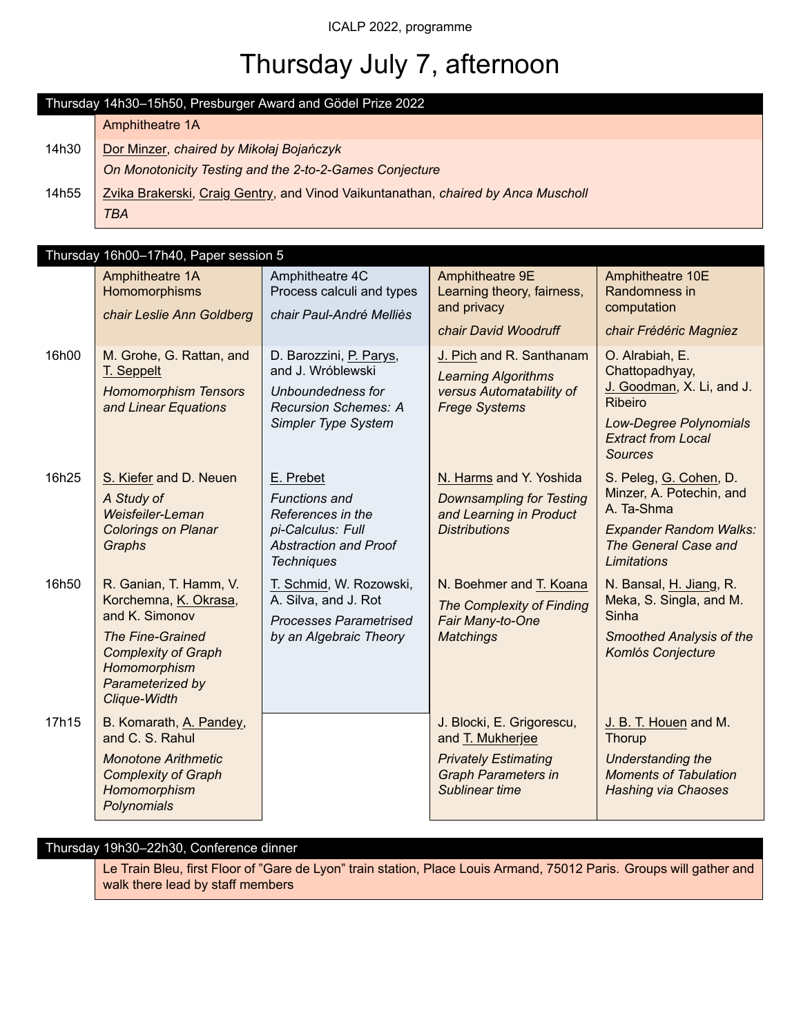# Thursday July 7, afternoon

## Thursday 14h30–15h50, Presburger Award and Gödel Prize 2022

**Amphitheatre 1A**

| Time | Talk |
|---|---|
| 14h30 | Dor Minzer, *chaired by Mikołaj Bojańczyk* <br> *On Monotonicity Testing and the 2-to-2-Games Conjecture* |
| 14h55 | Zvika Brakerski, Craig Gentry, and Vinod Vaikuntanathan, *chaired by Anca Muscholl* <br> *TBA* |

## Thursday 16h00–17h40, Paper session 5

| | Amphitheatre 1A<br>Homomorphisms<br>*chair Leslie Ann Goldberg* | Amphitheatre 4C<br>Process calculi and types<br>*chair Paul-André Melliès* | Amphitheatre 9E<br>Learning theory, fairness, and privacy<br>*chair David Woodruff* | Amphitheatre 10E<br>Randomness in computation<br>*chair Frédéric Magniez* |
|---|---|---|---|---|
| 16h00 | M. Grohe, G. Rattan, and T. Seppelt<br>*Homomorphism Tensors and Linear Equations* | D. Barozzini, P. Parys, and J. Wróblewski<br>*Unboundedness for Recursion Schemes: A Simpler Type System* | J. Pich and R. Santhanam<br>*Learning Algorithms versus Automatability of Frege Systems* | O. Alrabiah, E. Chattopadhyay, J. Goodman, X. Li, and J. Ribeiro<br>*Low-Degree Polynomials Extract from Local Sources* |
| 16h25 | S. Kiefer and D. Neuen<br>*A Study of Weisfeiler-Leman Colorings on Planar Graphs* | E. Prebet<br>*Functions and References in the pi-Calculus: Full Abstraction and Proof Techniques* | N. Harms and Y. Yoshida<br>*Downsampling for Testing and Learning in Product Distributions* | S. Peleg, G. Cohen, D. Minzer, A. Potechin, and A. Ta-Shma<br>*Expander Random Walks: The General Case and Limitations* |
| 16h50 | R. Ganian, T. Hamm, V. Korchemna, K. Okrasa, and K. Simonov<br>*The Fine-Grained Complexity of Graph Homomorphism Parameterized by Clique-Width* | T. Schmid, W. Rozowski, A. Silva, and J. Rot<br>*Processes Parametrised by an Algebraic Theory* | N. Boehmer and T. Koana<br>*The Complexity of Finding Fair Many-to-One Matchings* | N. Bansal, H. Jiang, R. Meka, S. Singla, and M. Sinha<br>*Smoothed Analysis of the Komlós Conjecture* |
| 17h15 | B. Komarath, A. Pandey, and C. S. Rahul<br>*Monotone Arithmetic Complexity of Graph Homomorphism Polynomials* | | J. Blocki, E. Grigorescu, and T. Mukherjee<br>*Privately Estimating Graph Parameters in Sublinear time* | J. B. T. Houen and M. Thorup<br>*Understanding the Moments of Tabulation Hashing via Chaoses* |

## Thursday 19h30–22h30, Conference dinner

Le Train Bleu, first Floor of "Gare de Lyon" train station, Place Louis Armand, 75012 Paris. Groups will gather and walk there lead by staff members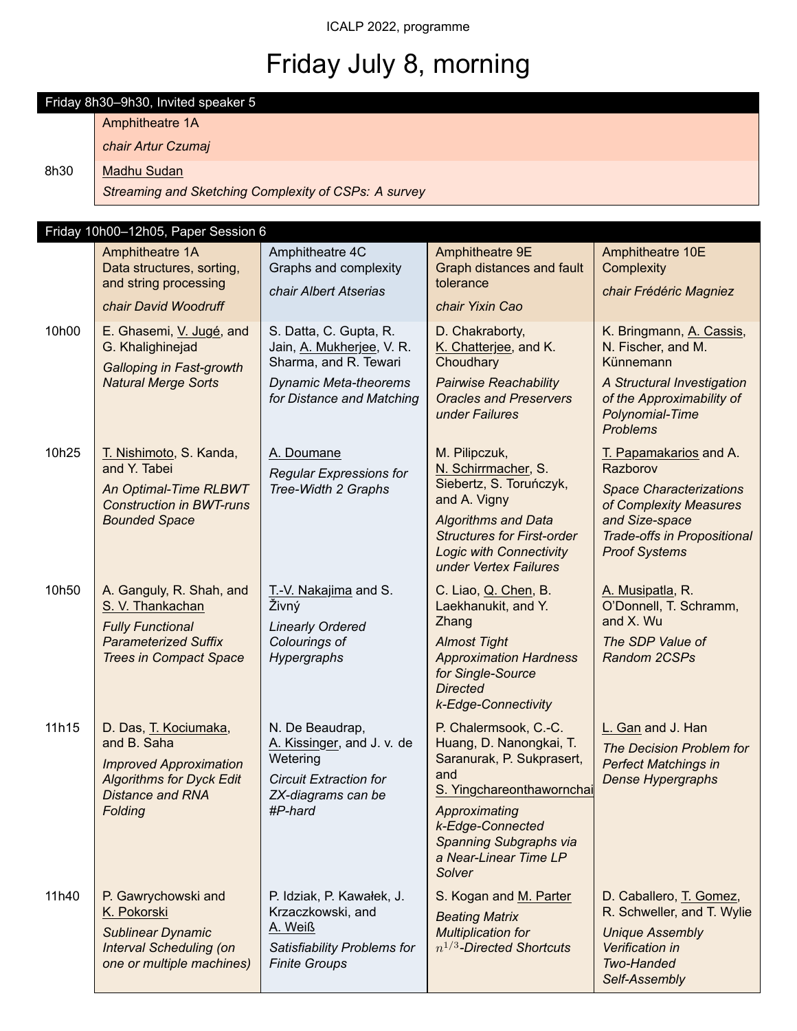# Friday July 8, morning

| Friday 8h30–9h30, Invited speaker 5 | |
|---|---|
| | Amphitheatre 1A<br>*chair Artur Czumaj* |
| 8h30 | Madhu Sudan<br>*Streaming and Sketching Complexity of CSPs: A survey* |

| Friday 10h00–12h05, Paper Session 6 | | | | |
|---|---|---|---|---|
| | Amphitheatre 1A<br>Data structures, sorting, and string processing<br>*chair David Woodruff* | Amphitheatre 4C<br>Graphs and complexity<br>*chair Albert Atserias* | Amphitheatre 9E<br>Graph distances and fault tolerance<br>*chair Yixin Cao* | Amphitheatre 10E<br>Complexity<br>*chair Frédéric Magniez* |
| 10h00 | E. Ghasemi, V. Jugé, and G. Khalighinejad<br>*Galloping in Fast-growth Natural Merge Sorts* | S. Datta, C. Gupta, R. Jain, A. Mukherjee, V. R. Sharma, and R. Tewari<br>*Dynamic Meta-theorems for Distance and Matching* | D. Chakraborty, K. Chatterjee, and K. Choudhary<br>*Pairwise Reachability Oracles and Preservers under Failures* | K. Bringmann, A. Cassis, N. Fischer, and M. Künnemann<br>*A Structural Investigation of the Approximability of Polynomial-Time Problems* |
| 10h25 | T. Nishimoto, S. Kanda, and Y. Tabei<br>*An Optimal-Time RLBWT Construction in BWT-runs Bounded Space* | A. Doumane<br>*Regular Expressions for Tree-Width 2 Graphs* | M. Pilipczuk, N. Schirrmacher, S. Siebertz, S. Toruńczyk, and A. Vigny<br>*Algorithms and Data Structures for First-order Logic with Connectivity under Vertex Failures* | T. Papamakarios and A. Razborov<br>*Space Characterizations of Complexity Measures and Size-space Trade-offs in Propositional Proof Systems* |
| 10h50 | A. Ganguly, R. Shah, and S. V. Thankachan<br>*Fully Functional Parameterized Suffix Trees in Compact Space* | T.-V. Nakajima and S. Živný<br>*Linearly Ordered Colourings of Hypergraphs* | C. Liao, Q. Chen, B. Laekhanukit, and Y. Zhang<br>*Almost Tight Approximation Hardness for Single-Source Directed k-Edge-Connectivity* | A. Musipatla, R. O'Donnell, T. Schramm, and X. Wu<br>*The SDP Value of Random 2CSPs* |
| 11h15 | D. Das, T. Kociumaka, and B. Saha<br>*Improved Approximation Algorithms for Dyck Edit Distance and RNA Folding* | N. De Beaudrap, A. Kissinger, and J. v. de Wetering<br>*Circuit Extraction for ZX-diagrams can be #P-hard* | P. Chalermsook, C.-C. Huang, D. Nanongkai, T. Saranurak, P. Sukprasert, and S. Yingchareonthawornchai<br>*Approximating k-Edge-Connected Spanning Subgraphs via a Near-Linear Time LP Solver* | L. Gan and J. Han<br>*The Decision Problem for Perfect Matchings in Dense Hypergraphs* |
| 11h40 | P. Gawrychowski and K. Pokorski<br>*Sublinear Dynamic Interval Scheduling (on one or multiple machines)* | P. Idziak, P. Kawałek, J. Krzaczkowski, and A. Weiß<br>*Satisfiability Problems for Finite Groups* | S. Kogan and M. Parter<br>*Beating Matrix Multiplication for $n^{1/3}$-Directed Shortcuts* | D. Caballero, T. Gomez, R. Schweller, and T. Wylie<br>*Unique Assembly Verification in Two-Handed Self-Assembly* |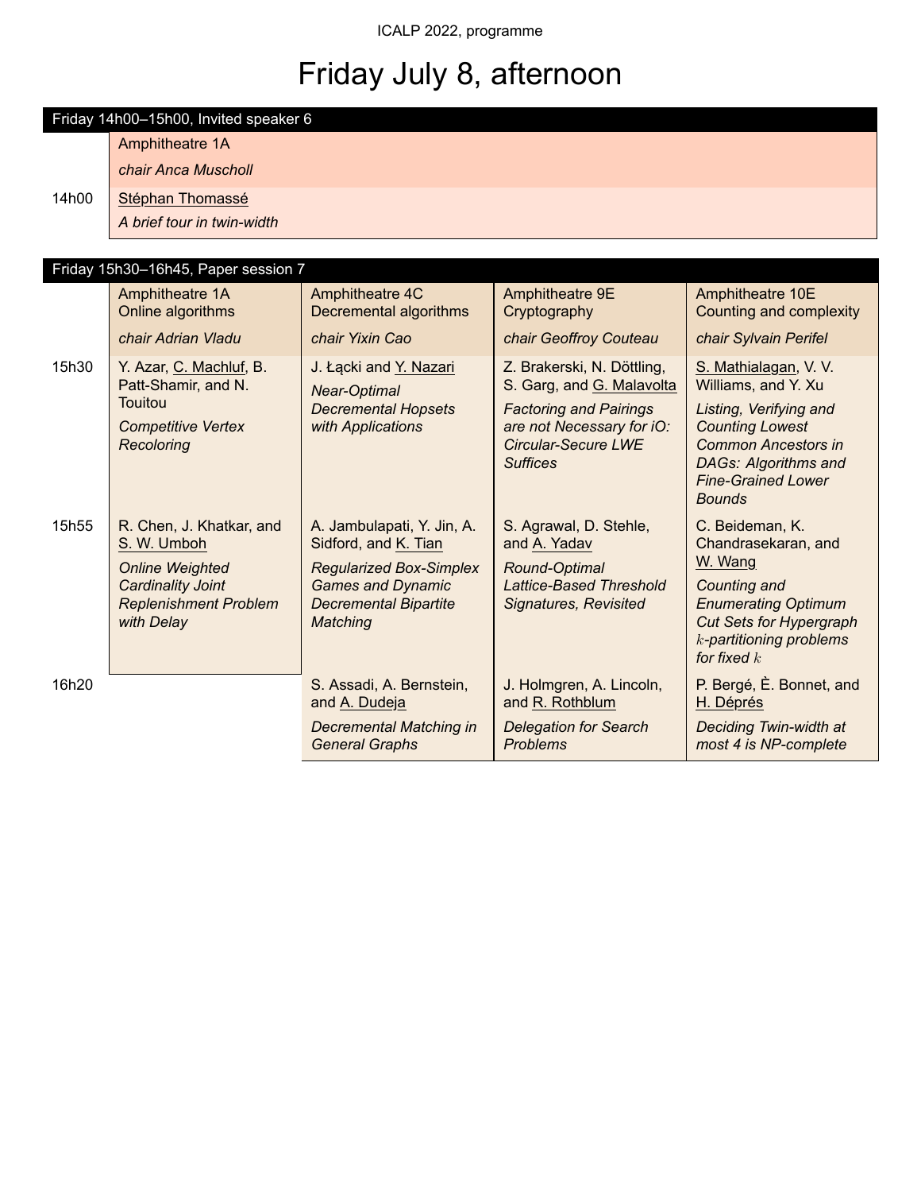# Friday July 8, afternoon

| Friday 14h00–15h00, Invited speaker 6 | |
|---|---|
| | Amphitheatre 1A<br>*chair Anca Muscholl* |
| 14h00 | Stéphan Thomassé<br>*A brief tour in twin-width* |

| Friday 15h30–16h45, Paper session 7 | | | | |
|---|---|---|---|---|
| | Amphitheatre 1A<br>Online algorithms<br>*chair Adrian Vladu* | Amphitheatre 4C<br>Decremental algorithms<br>*chair Yixin Cao* | Amphitheatre 9E<br>Cryptography<br>*chair Geoffroy Couteau* | Amphitheatre 10E<br>Counting and complexity<br>*chair Sylvain Perifel* |
| 15h30 | Y. Azar, C. Machluf, B. Patt-Shamir, and N. Touitou<br>*Competitive Vertex Recoloring* | J. Łącki and Y. Nazari<br>*Near-Optimal Decremental Hopsets with Applications* | Z. Brakerski, N. Döttling, S. Garg, and G. Malavolta<br>*Factoring and Pairings are not Necessary for iO: Circular-Secure LWE Suffices* | S. Mathialagan, V. V. Williams, and Y. Xu<br>*Listing, Verifying and Counting Lowest Common Ancestors in DAGs: Algorithms and Fine-Grained Lower Bounds* |
| 15h55 | R. Chen, J. Khatkar, and S. W. Umboh<br>*Online Weighted Cardinality Joint Replenishment Problem with Delay* | A. Jambulapati, Y. Jin, A. Sidford, and K. Tian<br>*Regularized Box-Simplex Games and Dynamic Decremental Bipartite Matching* | S. Agrawal, D. Stehle, and A. Yadav<br>*Round-Optimal Lattice-Based Threshold Signatures, Revisited* | C. Beideman, K. Chandrasekaran, and W. Wang<br>*Counting and Enumerating Optimum Cut Sets for Hypergraph $k$-partitioning problems for fixed $k$* |
| 16h20 | | S. Assadi, A. Bernstein, and A. Dudeja<br>*Decremental Matching in General Graphs* | J. Holmgren, A. Lincoln, and R. Rothblum<br>*Delegation for Search Problems* | P. Bergé, È. Bonnet, and H. Déprés<br>*Deciding Twin-width at most 4 is NP-complete* |